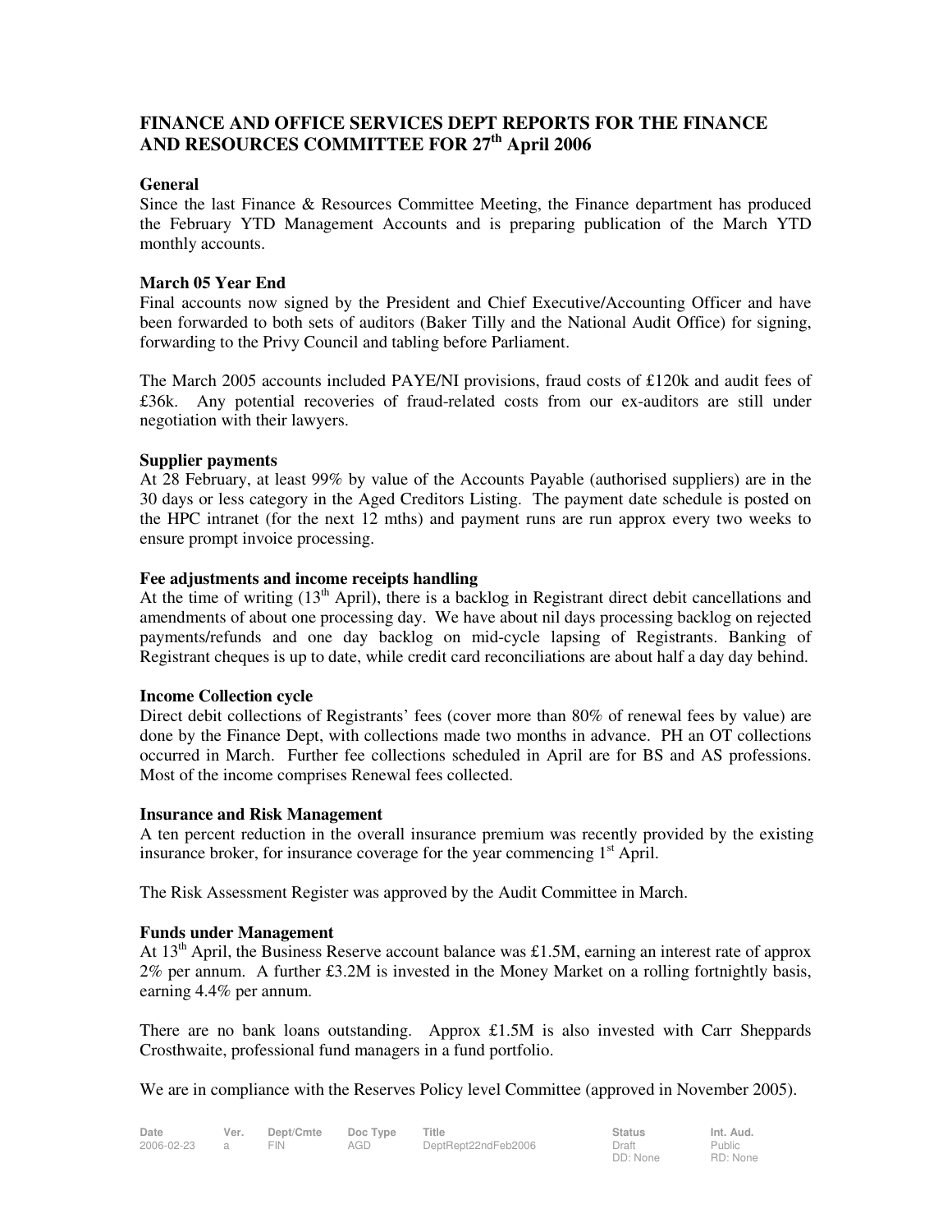# FINANCE AND OFFICE SERVICES DEPT REPORTS FOR THE FINANCE AND RESOURCES COMMITTEE FOR 27th April 2006

**General**

Since the last Finance & Resources Committee Meeting, the Finance department has produced the February YTD Management Accounts and is preparing publication of the March YTD monthly accounts.

**March 05 Year End**

Final accounts now signed by the President and Chief Executive/Accounting Officer and have been forwarded to both sets of auditors (Baker Tilly and the National Audit Office) for signing, forwarding to the Privy Council and tabling before Parliament.

The March 2005 accounts included PAYE/NI provisions, fraud costs of £120k and audit fees of £36k. Any potential recoveries of fraud-related costs from our ex-auditors are still under negotiation with their lawyers.

**Supplier payments**

At 28 February, at least 99% by value of the Accounts Payable (authorised suppliers) are in the 30 days or less category in the Aged Creditors Listing. The payment date schedule is posted on the HPC intranet (for the next 12 mths) and payment runs are run approx every two weeks to ensure prompt invoice processing.

**Fee adjustments and income receipts handling**

At the time of writing (13th April), there is a backlog in Registrant direct debit cancellations and amendments of about one processing day. We have about nil days processing backlog on rejected payments/refunds and one day backlog on mid-cycle lapsing of Registrants. Banking of Registrant cheques is up to date, while credit card reconciliations are about half a day day behind.

**Income Collection cycle**

Direct debit collections of Registrants' fees (cover more than 80% of renewal fees by value) are done by the Finance Dept, with collections made two months in advance. PH an OT collections occurred in March. Further fee collections scheduled in April are for BS and AS professions. Most of the income comprises Renewal fees collected.

**Insurance and Risk Management**

A ten percent reduction in the overall insurance premium was recently provided by the existing insurance broker, for insurance coverage for the year commencing 1st April.

The Risk Assessment Register was approved by the Audit Committee in March.

**Funds under Management**

At 13th April, the Business Reserve account balance was £1.5M, earning an interest rate of approx 2% per annum. A further £3.2M is invested in the Money Market on a rolling fortnightly basis, earning 4.4% per annum.

There are no bank loans outstanding. Approx £1.5M is also invested with Carr Sheppards Crosthwaite, professional fund managers in a fund portfolio.

We are in compliance with the Reserves Policy level Committee (approved in November 2005).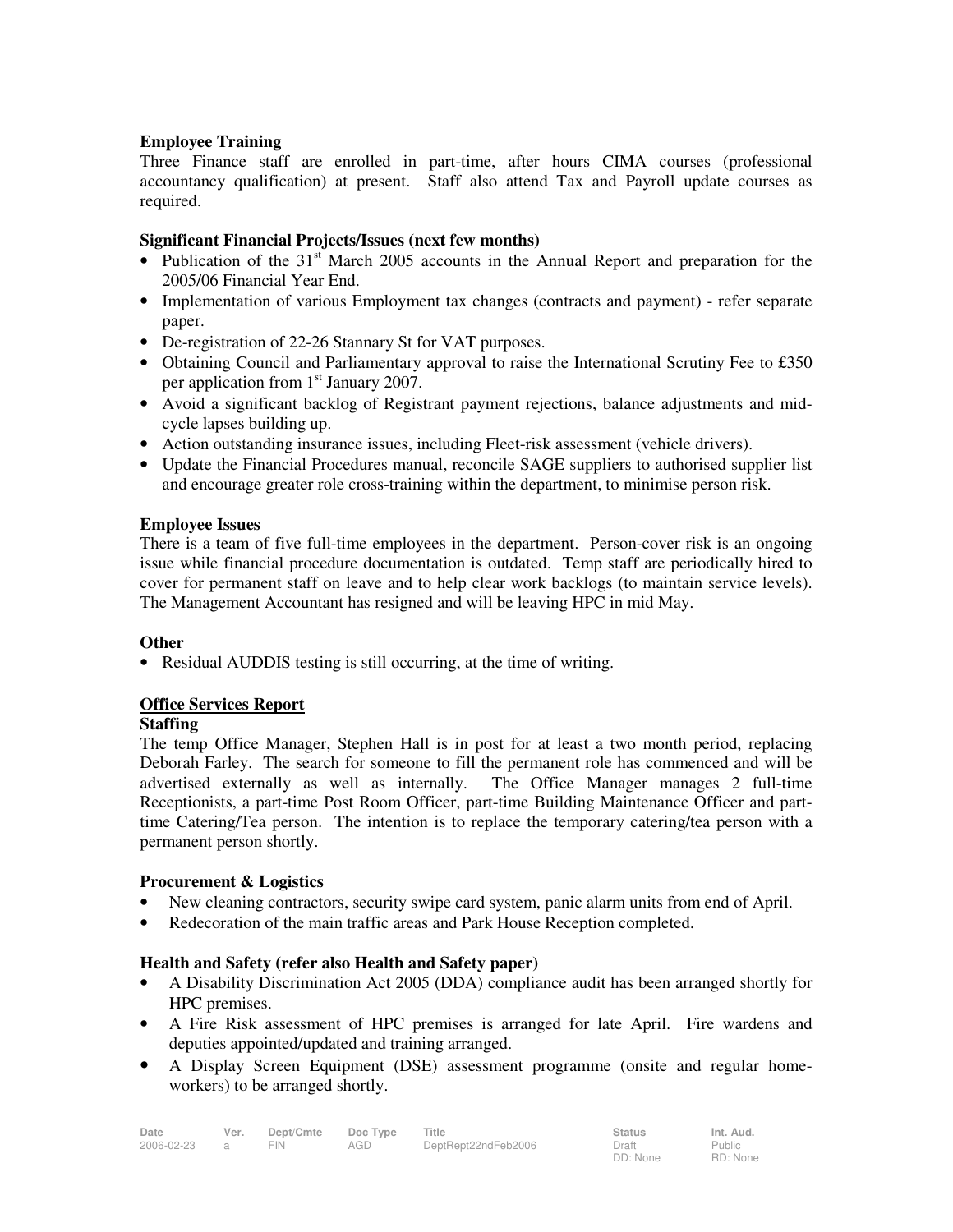**Employee Training**

Three Finance staff are enrolled in part-time, after hours CIMA courses (professional accountancy qualification) at present. Staff also attend Tax and Payroll update courses as required.

**Significant Financial Projects/Issues (next few months)**

- Publication of the 31st March 2005 accounts in the Annual Report and preparation for the 2005/06 Financial Year End.
- Implementation of various Employment tax changes (contracts and payment) - refer separate paper.
- De-registration of 22-26 Stannary St for VAT purposes.
- Obtaining Council and Parliamentary approval to raise the International Scrutiny Fee to £350 per application from 1st January 2007.
- Avoid a significant backlog of Registrant payment rejections, balance adjustments and mid-cycle lapses building up.
- Action outstanding insurance issues, including Fleet-risk assessment (vehicle drivers).
- Update the Financial Procedures manual, reconcile SAGE suppliers to authorised supplier list and encourage greater role cross-training within the department, to minimise person risk.

**Employee Issues**

There is a team of five full-time employees in the department. Person-cover risk is an ongoing issue while financial procedure documentation is outdated. Temp staff are periodically hired to cover for permanent staff on leave and to help clear work backlogs (to maintain service levels). The Management Accountant has resigned and will be leaving HPC in mid May.

**Other**

- Residual AUDDIS testing is still occurring, at the time of writing.

**<u>Office Services Report</u>**

**Staffing**

The temp Office Manager, Stephen Hall is in post for at least a two month period, replacing Deborah Farley. The search for someone to fill the permanent role has commenced and will be advertised externally as well as internally. The Office Manager manages 2 full-time Receptionists, a part-time Post Room Officer, part-time Building Maintenance Officer and part-time Catering/Tea person. The intention is to replace the temporary catering/tea person with a permanent person shortly.

**Procurement & Logistics**

- New cleaning contractors, security swipe card system, panic alarm units from end of April.
- Redecoration of the main traffic areas and Park House Reception completed.

**Health and Safety (refer also Health and Safety paper)**

- A Disability Discrimination Act 2005 (DDA) compliance audit has been arranged shortly for HPC premises.
- A Fire Risk assessment of HPC premises is arranged for late April. Fire wardens and deputies appointed/updated and training arranged.
- A Display Screen Equipment (DSE) assessment programme (onsite and regular home-workers) to be arranged shortly.